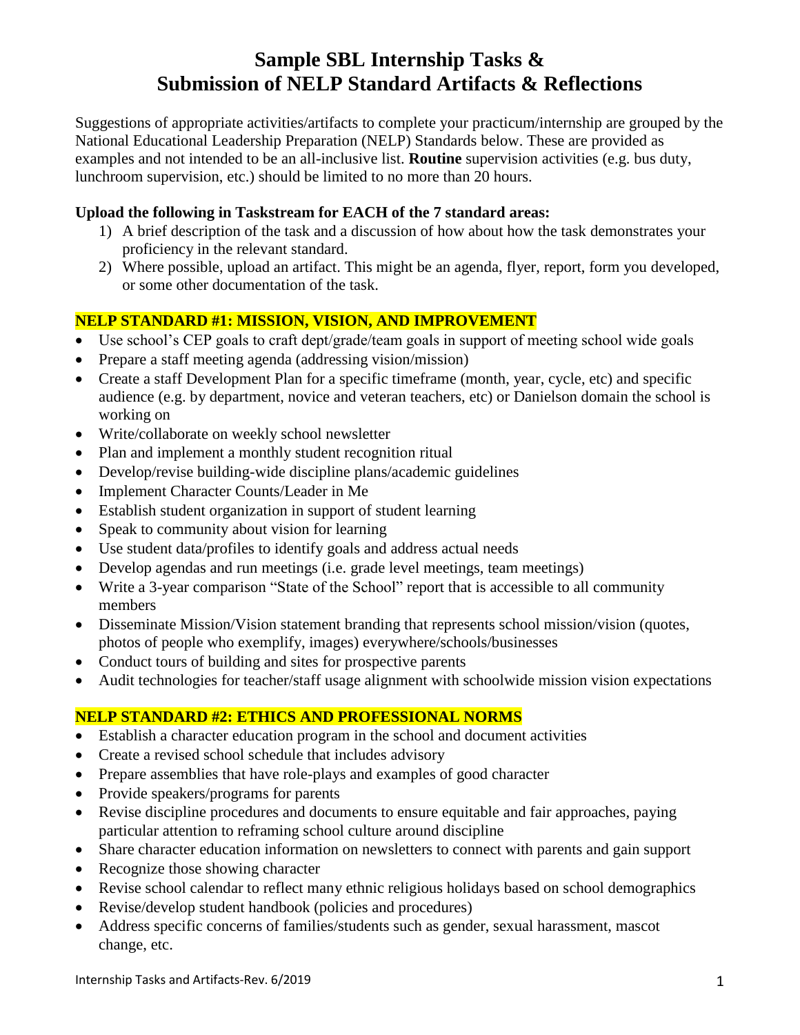# Sample SBL Internship Tasks & Submission of NELP Standard Artifacts & Reflections

Suggestions of appropriate activities/artifacts to complete your practicum/internship are grouped by the National Educational Leadership Preparation (NELP) Standards below. These are provided as examples and not intended to be an all-inclusive list. **Routine** supervision activities (e.g. bus duty, lunchroom supervision, etc.) should be limited to no more than 20 hours.

**Upload the following in Taskstream for EACH of the 7 standard areas:**

1) A brief description of the task and a discussion of how about how the task demonstrates your proficiency in the relevant standard.
2) Where possible, upload an artifact. This might be an agenda, flyer, report, form you developed, or some other documentation of the task.

**NELP STANDARD #1: MISSION, VISION, AND IMPROVEMENT**

- Use school's CEP goals to craft dept/grade/team goals in support of meeting school wide goals
- Prepare a staff meeting agenda (addressing vision/mission)
- Create a staff Development Plan for a specific timeframe (month, year, cycle, etc) and specific audience (e.g. by department, novice and veteran teachers, etc) or Danielson domain the school is working on
- Write/collaborate on weekly school newsletter
- Plan and implement a monthly student recognition ritual
- Develop/revise building-wide discipline plans/academic guidelines
- Implement Character Counts/Leader in Me
- Establish student organization in support of student learning
- Speak to community about vision for learning
- Use student data/profiles to identify goals and address actual needs
- Develop agendas and run meetings (i.e. grade level meetings, team meetings)
- Write a 3-year comparison "State of the School" report that is accessible to all community members
- Disseminate Mission/Vision statement branding that represents school mission/vision (quotes, photos of people who exemplify, images) everywhere/schools/businesses
- Conduct tours of building and sites for prospective parents
- Audit technologies for teacher/staff usage alignment with schoolwide mission vision expectations

**NELP STANDARD #2: ETHICS AND PROFESSIONAL NORMS**

- Establish a character education program in the school and document activities
- Create a revised school schedule that includes advisory
- Prepare assemblies that have role-plays and examples of good character
- Provide speakers/programs for parents
- Revise discipline procedures and documents to ensure equitable and fair approaches, paying particular attention to reframing school culture around discipline
- Share character education information on newsletters to connect with parents and gain support
- Recognize those showing character
- Revise school calendar to reflect many ethnic religious holidays based on school demographics
- Revise/develop student handbook (policies and procedures)
- Address specific concerns of families/students such as gender, sexual harassment, mascot change, etc.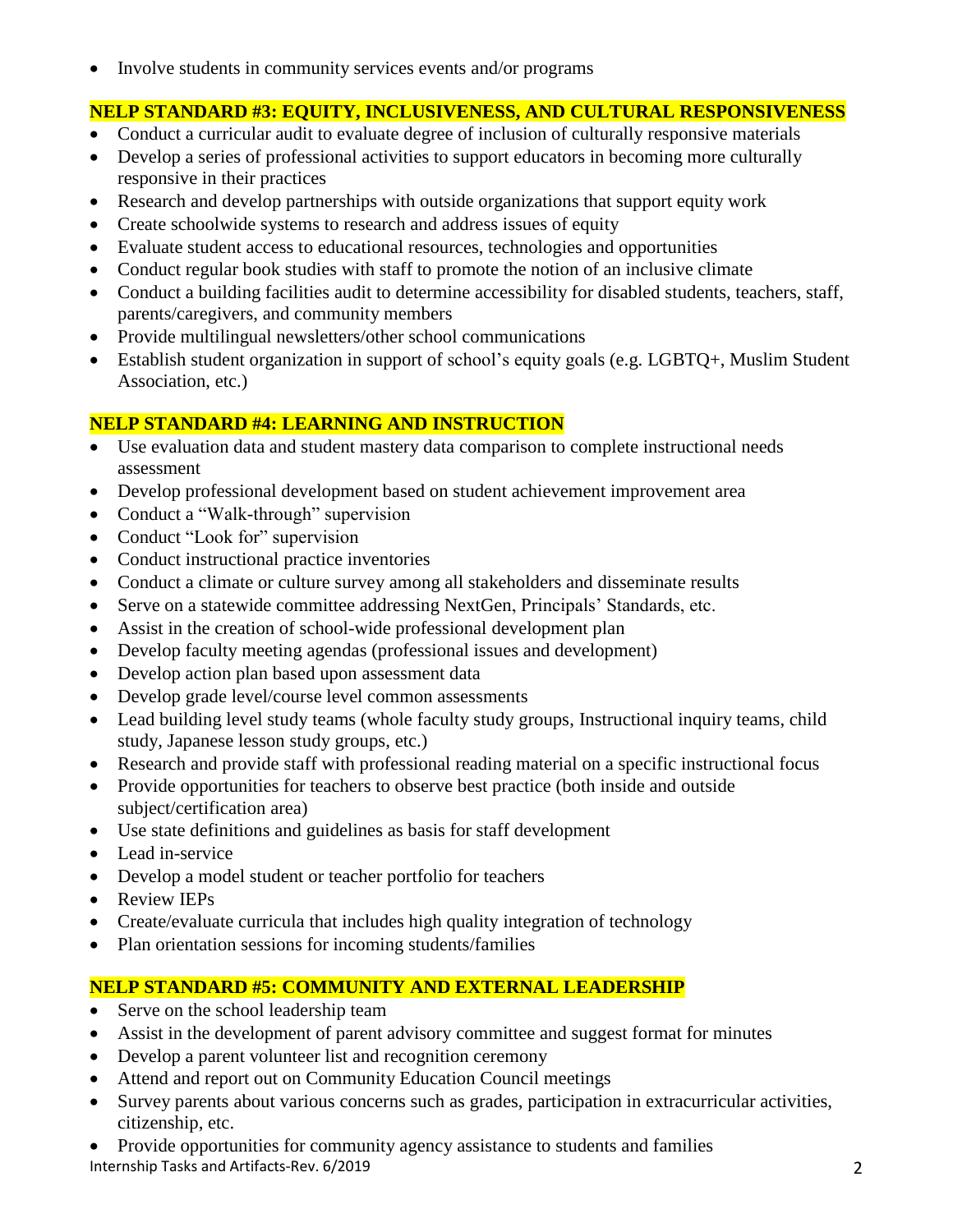- Involve students in community services events and/or programs

## NELP STANDARD #3: EQUITY, INCLUSIVENESS, AND CULTURAL RESPONSIVENESS

- Conduct a curricular audit to evaluate degree of inclusion of culturally responsive materials
- Develop a series of professional activities to support educators in becoming more culturally responsive in their practices
- Research and develop partnerships with outside organizations that support equity work
- Create schoolwide systems to research and address issues of equity
- Evaluate student access to educational resources, technologies and opportunities
- Conduct regular book studies with staff to promote the notion of an inclusive climate
- Conduct a building facilities audit to determine accessibility for disabled students, teachers, staff, parents/caregivers, and community members
- Provide multilingual newsletters/other school communications
- Establish student organization in support of school's equity goals (e.g. LGBTQ+, Muslim Student Association, etc.)

## NELP STANDARD #4: LEARNING AND INSTRUCTION

- Use evaluation data and student mastery data comparison to complete instructional needs assessment
- Develop professional development based on student achievement improvement area
- Conduct a "Walk-through" supervision
- Conduct "Look for" supervision
- Conduct instructional practice inventories
- Conduct a climate or culture survey among all stakeholders and disseminate results
- Serve on a statewide committee addressing NextGen, Principals' Standards, etc.
- Assist in the creation of school-wide professional development plan
- Develop faculty meeting agendas (professional issues and development)
- Develop action plan based upon assessment data
- Develop grade level/course level common assessments
- Lead building level study teams (whole faculty study groups, Instructional inquiry teams, child study, Japanese lesson study groups, etc.)
- Research and provide staff with professional reading material on a specific instructional focus
- Provide opportunities for teachers to observe best practice (both inside and outside subject/certification area)
- Use state definitions and guidelines as basis for staff development
- Lead in-service
- Develop a model student or teacher portfolio for teachers
- Review IEPs
- Create/evaluate curricula that includes high quality integration of technology
- Plan orientation sessions for incoming students/families

## NELP STANDARD #5: COMMUNITY AND EXTERNAL LEADERSHIP

- Serve on the school leadership team
- Assist in the development of parent advisory committee and suggest format for minutes
- Develop a parent volunteer list and recognition ceremony
- Attend and report out on Community Education Council meetings
- Survey parents about various concerns such as grades, participation in extracurricular activities, citizenship, etc.
- Provide opportunities for community agency assistance to students and families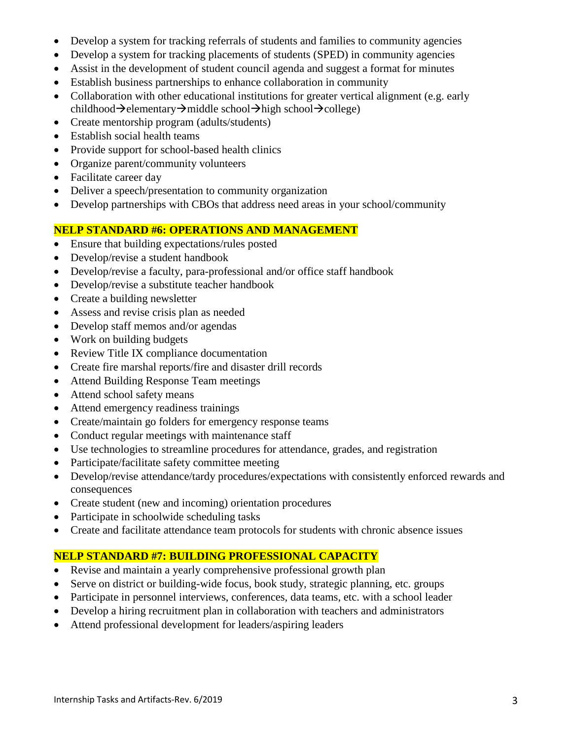- Develop a system for tracking referrals of students and families to community agencies
- Develop a system for tracking placements of students (SPED) in community agencies
- Assist in the development of student council agenda and suggest a format for minutes
- Establish business partnerships to enhance collaboration in community
- Collaboration with other educational institutions for greater vertical alignment (e.g. early childhood→elementary→middle school→high school→college)
- Create mentorship program (adults/students)
- Establish social health teams
- Provide support for school-based health clinics
- Organize parent/community volunteers
- Facilitate career day
- Deliver a speech/presentation to community organization
- Develop partnerships with CBOs that address need areas in your school/community

## NELP STANDARD #6: OPERATIONS AND MANAGEMENT

- Ensure that building expectations/rules posted
- Develop/revise a student handbook
- Develop/revise a faculty, para-professional and/or office staff handbook
- Develop/revise a substitute teacher handbook
- Create a building newsletter
- Assess and revise crisis plan as needed
- Develop staff memos and/or agendas
- Work on building budgets
- Review Title IX compliance documentation
- Create fire marshal reports/fire and disaster drill records
- Attend Building Response Team meetings
- Attend school safety means
- Attend emergency readiness trainings
- Create/maintain go folders for emergency response teams
- Conduct regular meetings with maintenance staff
- Use technologies to streamline procedures for attendance, grades, and registration
- Participate/facilitate safety committee meeting
- Develop/revise attendance/tardy procedures/expectations with consistently enforced rewards and consequences
- Create student (new and incoming) orientation procedures
- Participate in schoolwide scheduling tasks
- Create and facilitate attendance team protocols for students with chronic absence issues

## NELP STANDARD #7: BUILDING PROFESSIONAL CAPACITY

- Revise and maintain a yearly comprehensive professional growth plan
- Serve on district or building-wide focus, book study, strategic planning, etc. groups
- Participate in personnel interviews, conferences, data teams, etc. with a school leader
- Develop a hiring recruitment plan in collaboration with teachers and administrators
- Attend professional development for leaders/aspiring leaders